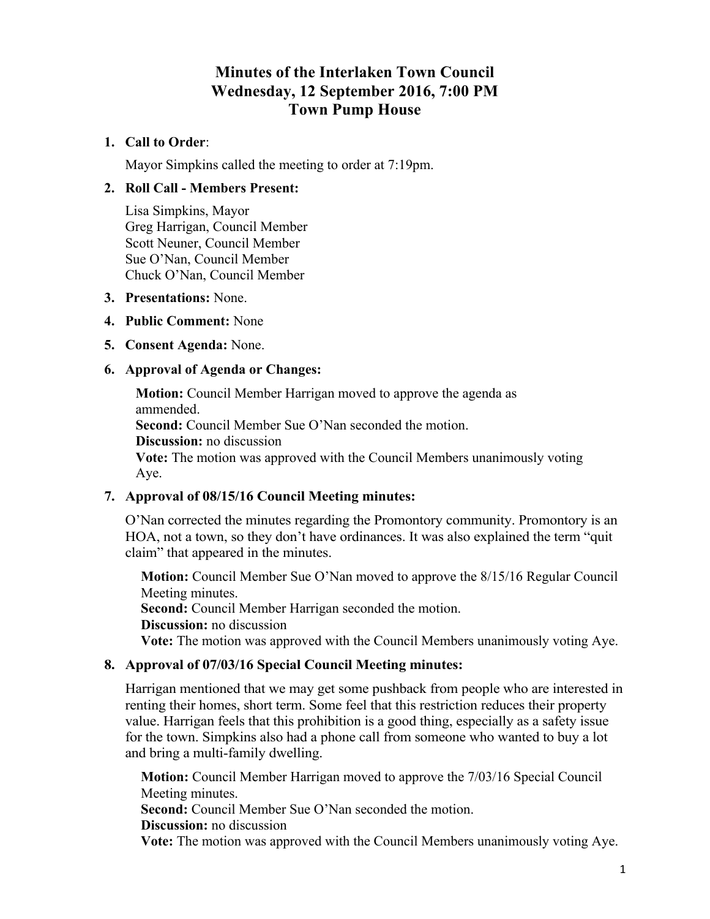# Minutes of the Interlaken Town Council
# Wednesday, 12 September 2016, 7:00 PM
# Town Pump House

1. **Call to Order**:

   Mayor Simpkins called the meeting to order at 7:19pm.

2. **Roll Call - Members Present:**

   Lisa Simpkins, Mayor
   Greg Harrigan, Council Member
   Scott Neuner, Council Member
   Sue O'Nan, Council Member
   Chuck O'Nan, Council Member

3. **Presentations:** None.

4. **Public Comment:** None

5. **Consent Agenda:** None.

6. **Approval of Agenda or Changes:**

   **Motion:** Council Member Harrigan moved to approve the agenda as ammended.
   **Second:** Council Member Sue O'Nan seconded the motion.
   **Discussion:** no discussion
   **Vote:** The motion was approved with the Council Members unanimously voting Aye.

7. **Approval of 08/15/16 Council Meeting minutes:**

   O'Nan corrected the minutes regarding the Promontory community. Promontory is an HOA, not a town, so they don't have ordinances. It was also explained the term "quit claim" that appeared in the minutes.

   **Motion:** Council Member Sue O'Nan moved to approve the 8/15/16 Regular Council Meeting minutes.
   **Second:** Council Member Harrigan seconded the motion.
   **Discussion:** no discussion
   **Vote:** The motion was approved with the Council Members unanimously voting Aye.

8. **Approval of 07/03/16 Special Council Meeting minutes:**

   Harrigan mentioned that we may get some pushback from people who are interested in renting their homes, short term. Some feel that this restriction reduces their property value. Harrigan feels that this prohibition is a good thing, especially as a safety issue for the town. Simpkins also had a phone call from someone who wanted to buy a lot and bring a multi-family dwelling.

   **Motion:** Council Member Harrigan moved to approve the 7/03/16 Special Council Meeting minutes.
   **Second:** Council Member Sue O'Nan seconded the motion.
   **Discussion:** no discussion
   **Vote:** The motion was approved with the Council Members unanimously voting Aye.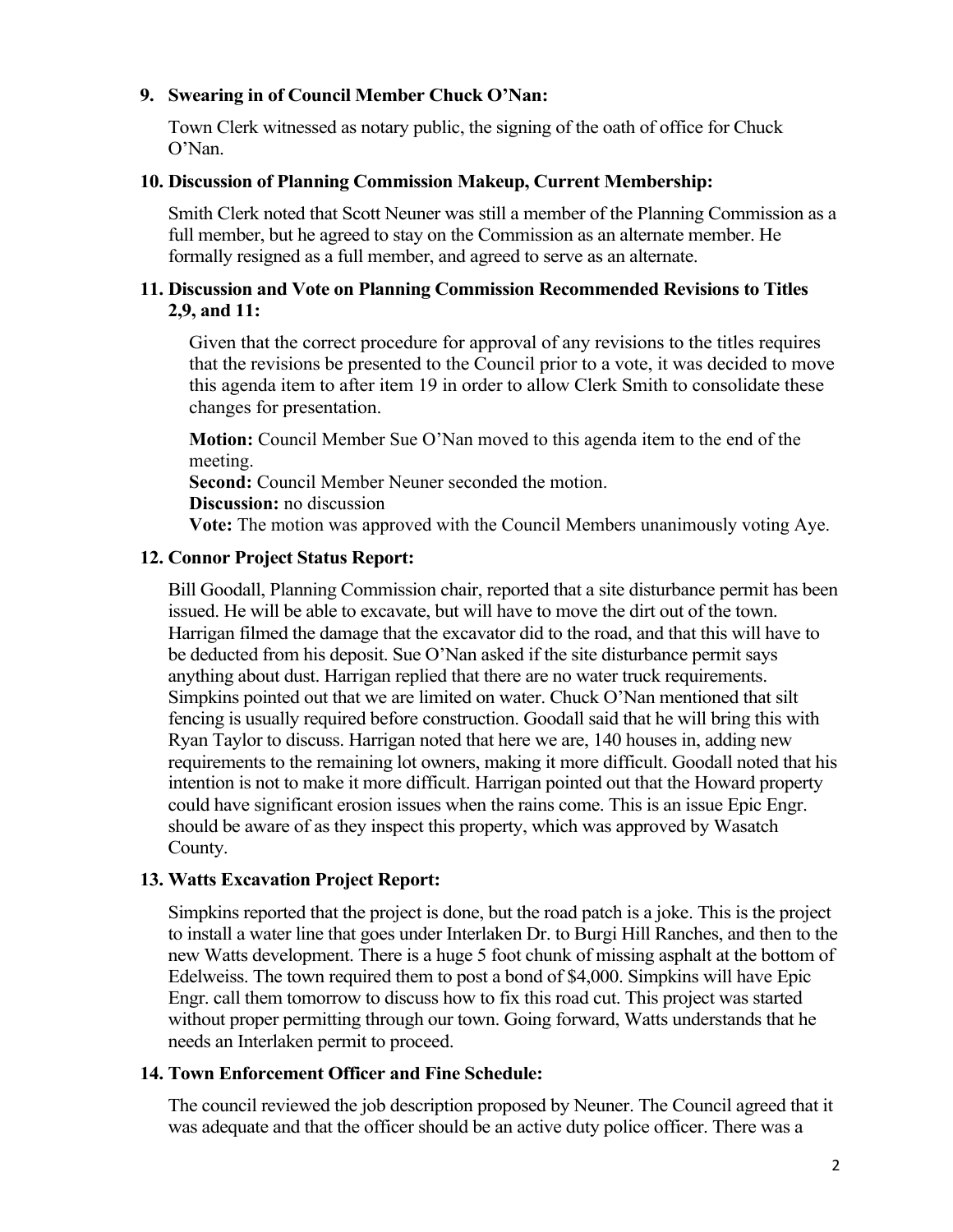**9. Swearing in of Council Member Chuck O'Nan:**

Town Clerk witnessed as notary public, the signing of the oath of office for Chuck O'Nan.

**10. Discussion of Planning Commission Makeup, Current Membership:**

Smith Clerk noted that Scott Neuner was still a member of the Planning Commission as a full member, but he agreed to stay on the Commission as an alternate member. He formally resigned as a full member, and agreed to serve as an alternate.

**11. Discussion and Vote on Planning Commission Recommended Revisions to Titles 2,9, and 11:**

Given that the correct procedure for approval of any revisions to the titles requires that the revisions be presented to the Council prior to a vote, it was decided to move this agenda item to after item 19 in order to allow Clerk Smith to consolidate these changes for presentation.

**Motion:** Council Member Sue O'Nan moved to this agenda item to the end of the meeting.
**Second:** Council Member Neuner seconded the motion.
**Discussion:** no discussion
**Vote:** The motion was approved with the Council Members unanimously voting Aye.

**12. Connor Project Status Report:**

Bill Goodall, Planning Commission chair, reported that a site disturbance permit has been issued. He will be able to excavate, but will have to move the dirt out of the town. Harrigan filmed the damage that the excavator did to the road, and that this will have to be deducted from his deposit. Sue O'Nan asked if the site disturbance permit says anything about dust. Harrigan replied that there are no water truck requirements. Simpkins pointed out that we are limited on water. Chuck O'Nan mentioned that silt fencing is usually required before construction. Goodall said that he will bring this with Ryan Taylor to discuss. Harrigan noted that here we are, 140 houses in, adding new requirements to the remaining lot owners, making it more difficult. Goodall noted that his intention is not to make it more difficult. Harrigan pointed out that the Howard property could have significant erosion issues when the rains come. This is an issue Epic Engr. should be aware of as they inspect this property, which was approved by Wasatch County.

**13. Watts Excavation Project Report:**

Simpkins reported that the project is done, but the road patch is a joke. This is the project to install a water line that goes under Interlaken Dr. to Burgi Hill Ranches, and then to the new Watts development. There is a huge 5 foot chunk of missing asphalt at the bottom of Edelweiss. The town required them to post a bond of $4,000. Simpkins will have Epic Engr. call them tomorrow to discuss how to fix this road cut. This project was started without proper permitting through our town. Going forward, Watts understands that he needs an Interlaken permit to proceed.

**14. Town Enforcement Officer and Fine Schedule:**

The council reviewed the job description proposed by Neuner. The Council agreed that it was adequate and that the officer should be an active duty police officer. There was a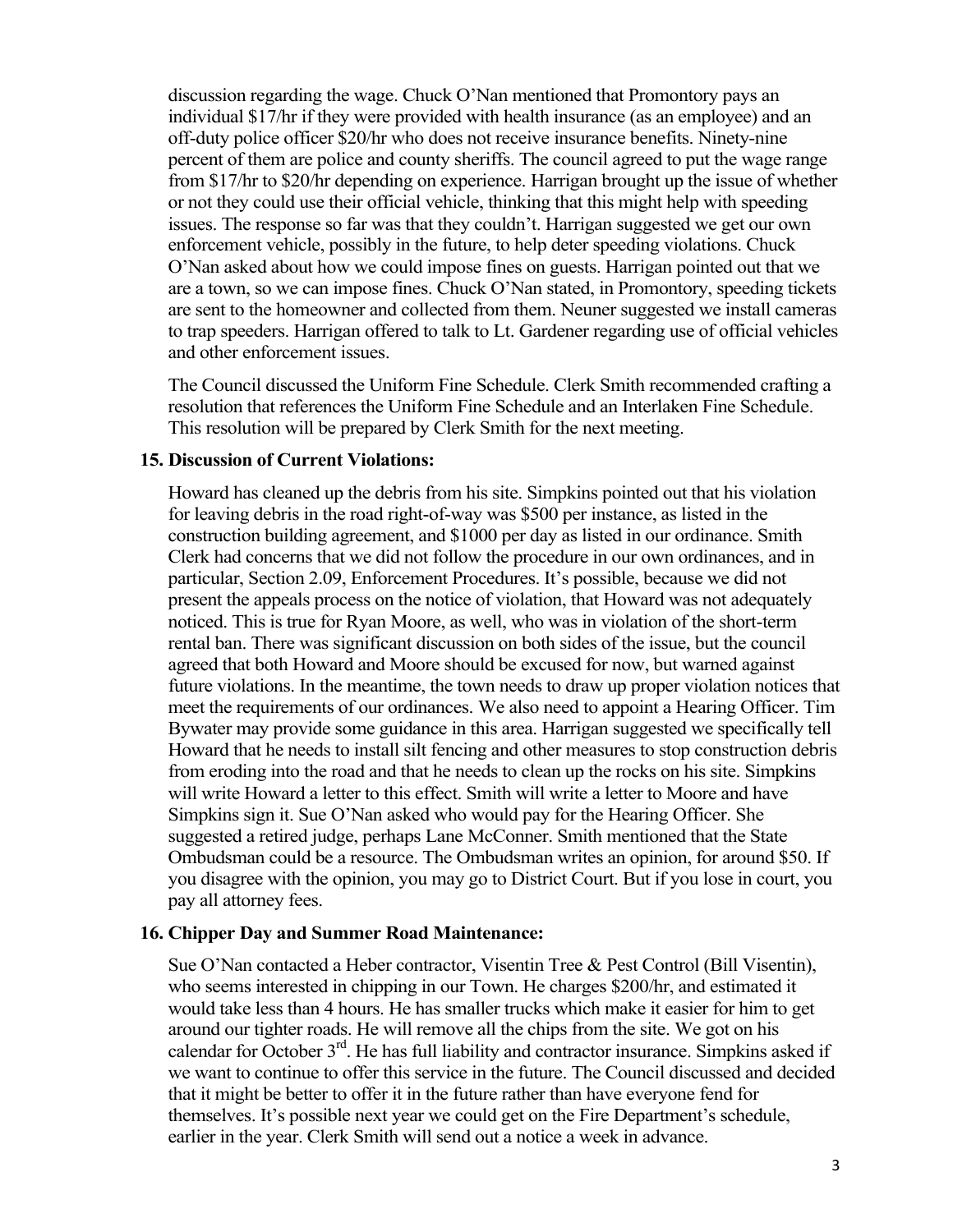discussion regarding the wage. Chuck O'Nan mentioned that Promontory pays an individual $17/hr if they were provided with health insurance (as an employee) and an off-duty police officer $20/hr who does not receive insurance benefits. Ninety-nine percent of them are police and county sheriffs. The council agreed to put the wage range from $17/hr to $20/hr depending on experience. Harrigan brought up the issue of whether or not they could use their official vehicle, thinking that this might help with speeding issues. The response so far was that they couldn't. Harrigan suggested we get our own enforcement vehicle, possibly in the future, to help deter speeding violations. Chuck O'Nan asked about how we could impose fines on guests. Harrigan pointed out that we are a town, so we can impose fines. Chuck O'Nan stated, in Promontory, speeding tickets are sent to the homeowner and collected from them. Neuner suggested we install cameras to trap speeders. Harrigan offered to talk to Lt. Gardener regarding use of official vehicles and other enforcement issues.

The Council discussed the Uniform Fine Schedule. Clerk Smith recommended crafting a resolution that references the Uniform Fine Schedule and an Interlaken Fine Schedule. This resolution will be prepared by Clerk Smith for the next meeting.

**15. Discussion of Current Violations:**

Howard has cleaned up the debris from his site. Simpkins pointed out that his violation for leaving debris in the road right-of-way was $500 per instance, as listed in the construction building agreement, and $1000 per day as listed in our ordinance. Smith Clerk had concerns that we did not follow the procedure in our own ordinances, and in particular, Section 2.09, Enforcement Procedures. It's possible, because we did not present the appeals process on the notice of violation, that Howard was not adequately noticed. This is true for Ryan Moore, as well, who was in violation of the short-term rental ban. There was significant discussion on both sides of the issue, but the council agreed that both Howard and Moore should be excused for now, but warned against future violations. In the meantime, the town needs to draw up proper violation notices that meet the requirements of our ordinances. We also need to appoint a Hearing Officer. Tim Bywater may provide some guidance in this area. Harrigan suggested we specifically tell Howard that he needs to install silt fencing and other measures to stop construction debris from eroding into the road and that he needs to clean up the rocks on his site. Simpkins will write Howard a letter to this effect. Smith will write a letter to Moore and have Simpkins sign it. Sue O'Nan asked who would pay for the Hearing Officer. She suggested a retired judge, perhaps Lane McConner. Smith mentioned that the State Ombudsman could be a resource. The Ombudsman writes an opinion, for around $50. If you disagree with the opinion, you may go to District Court. But if you lose in court, you pay all attorney fees.

**16. Chipper Day and Summer Road Maintenance:**

Sue O'Nan contacted a Heber contractor, Visentin Tree & Pest Control (Bill Visentin), who seems interested in chipping in our Town. He charges $200/hr, and estimated it would take less than 4 hours. He has smaller trucks which make it easier for him to get around our tighter roads. He will remove all the chips from the site. We got on his calendar for October 3rd. He has full liability and contractor insurance. Simpkins asked if we want to continue to offer this service in the future. The Council discussed and decided that it might be better to offer it in the future rather than have everyone fend for themselves. It's possible next year we could get on the Fire Department's schedule, earlier in the year. Clerk Smith will send out a notice a week in advance.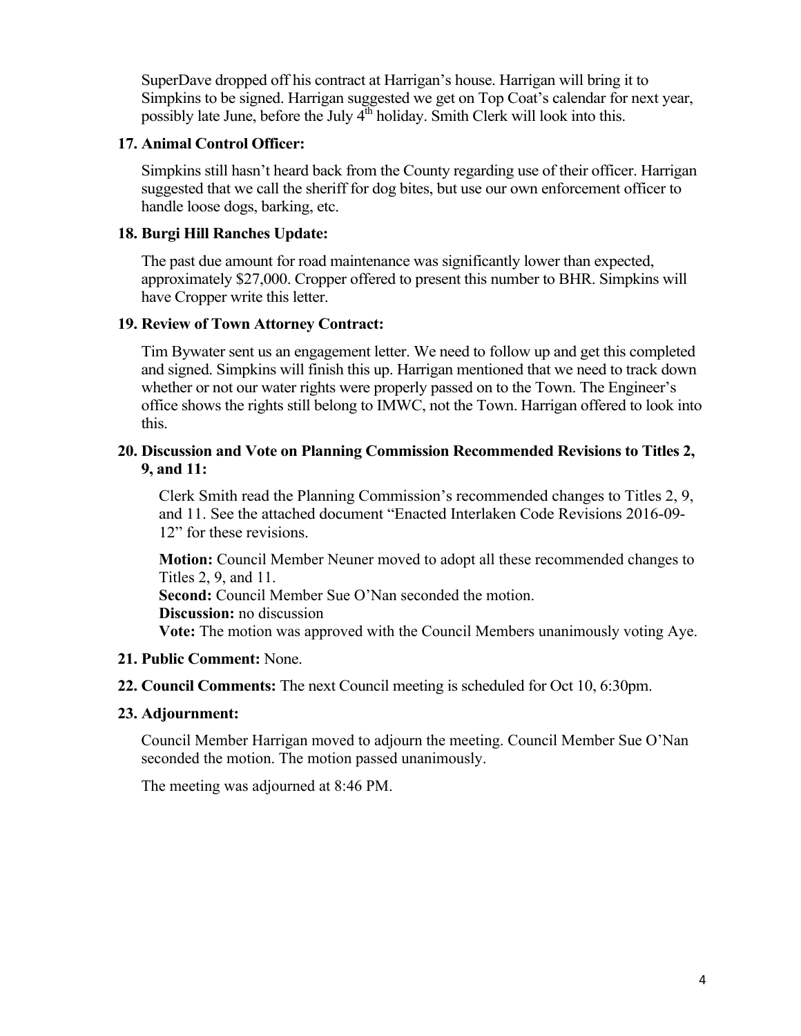SuperDave dropped off his contract at Harrigan's house. Harrigan will bring it to Simpkins to be signed. Harrigan suggested we get on Top Coat's calendar for next year, possibly late June, before the July 4th holiday. Smith Clerk will look into this.

**17. Animal Control Officer:**

Simpkins still hasn't heard back from the County regarding use of their officer. Harrigan suggested that we call the sheriff for dog bites, but use our own enforcement officer to handle loose dogs, barking, etc.

**18. Burgi Hill Ranches Update:**

The past due amount for road maintenance was significantly lower than expected, approximately $27,000. Cropper offered to present this number to BHR. Simpkins will have Cropper write this letter.

**19. Review of Town Attorney Contract:**

Tim Bywater sent us an engagement letter. We need to follow up and get this completed and signed. Simpkins will finish this up. Harrigan mentioned that we need to track down whether or not our water rights were properly passed on to the Town. The Engineer's office shows the rights still belong to IMWC, not the Town. Harrigan offered to look into this.

**20. Discussion and Vote on Planning Commission Recommended Revisions to Titles 2, 9, and 11:**

Clerk Smith read the Planning Commission's recommended changes to Titles 2, 9, and 11. See the attached document "Enacted Interlaken Code Revisions 2016-09-12" for these revisions.

**Motion:** Council Member Neuner moved to adopt all these recommended changes to Titles 2, 9, and 11.
**Second:** Council Member Sue O'Nan seconded the motion.
**Discussion:** no discussion
**Vote:** The motion was approved with the Council Members unanimously voting Aye.

**21. Public Comment:** None.

**22. Council Comments:** The next Council meeting is scheduled for Oct 10, 6:30pm.

**23. Adjournment:**

Council Member Harrigan moved to adjourn the meeting. Council Member Sue O'Nan seconded the motion. The motion passed unanimously.

The meeting was adjourned at 8:46 PM.